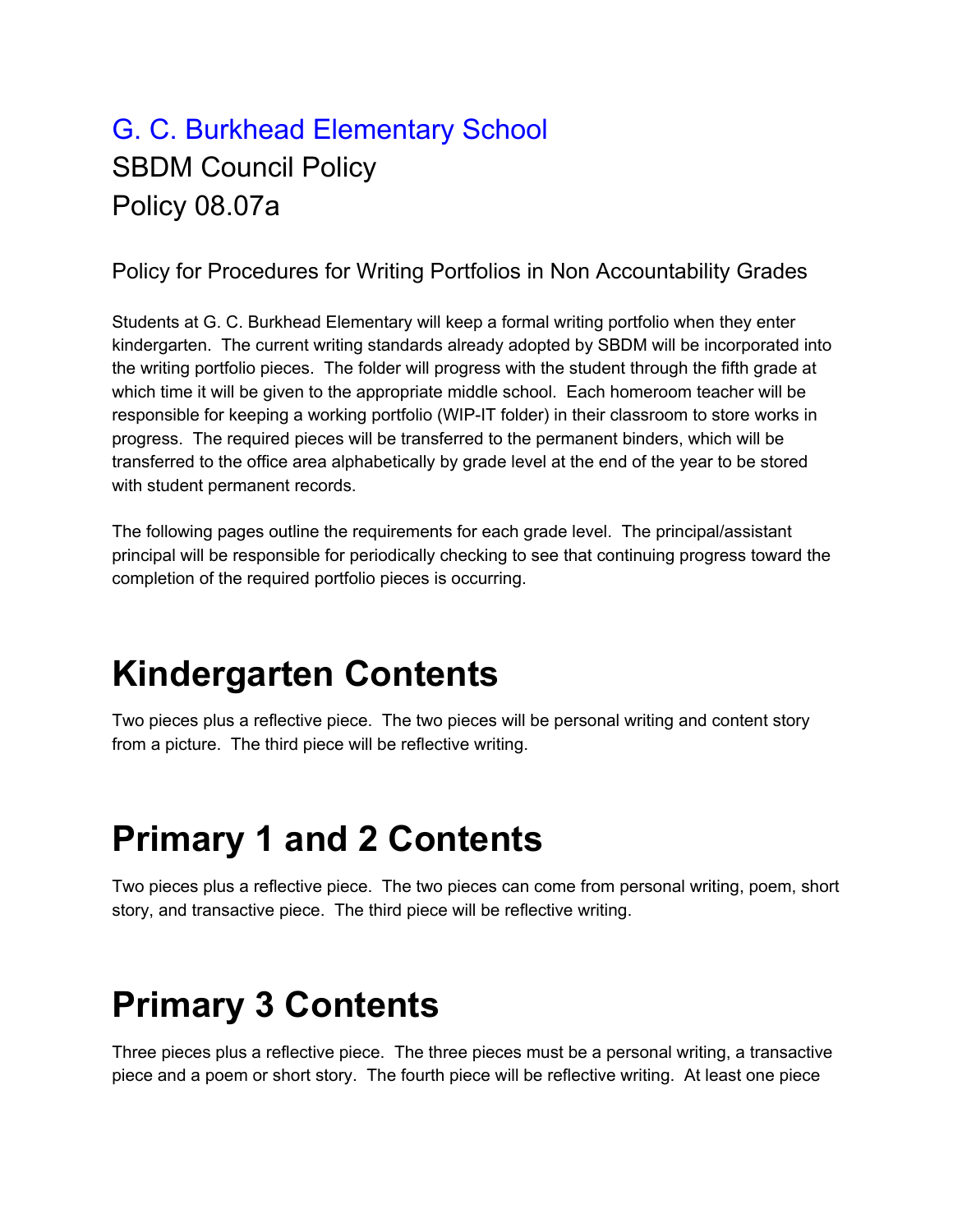# G. C. Burkhead Elementary School

SBDM Council Policy
Policy 08.07a

Policy for Procedures for Writing Portfolios in Non Accountability Grades

Students at G. C. Burkhead Elementary will keep a formal writing portfolio when they enter kindergarten. The current writing standards already adopted by SBDM will be incorporated into the writing portfolio pieces. The folder will progress with the student through the fifth grade at which time it will be given to the appropriate middle school. Each homeroom teacher will be responsible for keeping a working portfolio (WIP-IT folder) in their classroom to store works in progress. The required pieces will be transferred to the permanent binders, which will be transferred to the office area alphabetically by grade level at the end of the year to be stored with student permanent records.

The following pages outline the requirements for each grade level. The principal/assistant principal will be responsible for periodically checking to see that continuing progress toward the completion of the required portfolio pieces is occurring.

## Kindergarten Contents

Two pieces plus a reflective piece. The two pieces will be personal writing and content story from a picture. The third piece will be reflective writing.

## Primary 1 and 2 Contents

Two pieces plus a reflective piece. The two pieces can come from personal writing, poem, short story, and transactive piece. The third piece will be reflective writing.

## Primary 3 Contents

Three pieces plus a reflective piece. The three pieces must be a personal writing, a transactive piece and a poem or short story. The fourth piece will be reflective writing. At least one piece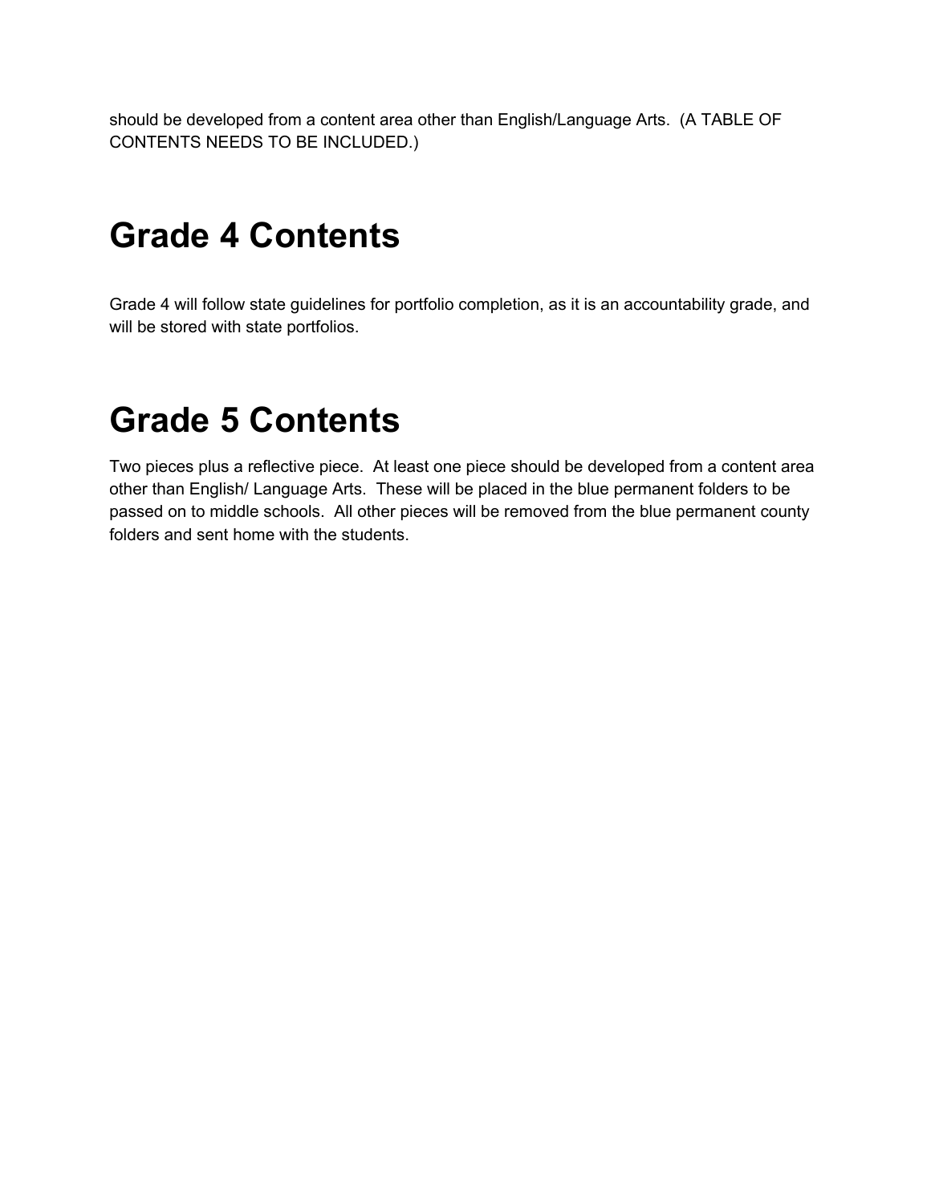should be developed from a content area other than English/Language Arts. (A TABLE OF CONTENTS NEEDS TO BE INCLUDED.)

# Grade 4 Contents

Grade 4 will follow state guidelines for portfolio completion, as it is an accountability grade, and will be stored with state portfolios.

# Grade 5 Contents

Two pieces plus a reflective piece. At least one piece should be developed from a content area other than English/ Language Arts. These will be placed in the blue permanent folders to be passed on to middle schools. All other pieces will be removed from the blue permanent county folders and sent home with the students.